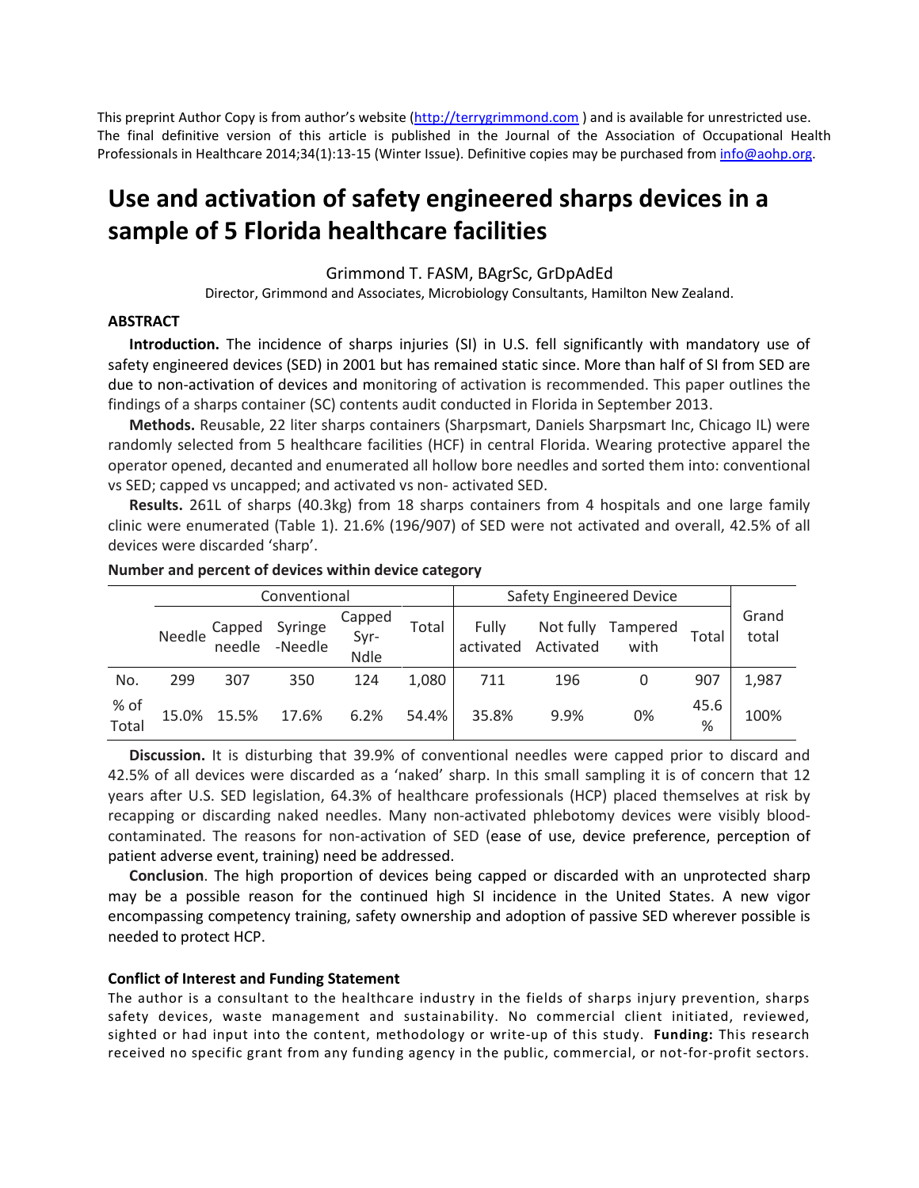This preprint Author Copy is from author's website (http://terrygrimmond.com ) and is available for unrestricted use. The final definitive version of this article is published in the Journal of the Association of Occupational Health Professionals in Healthcare 2014;34(1):13-15 (Winter Issue). Definitive copies may be purchased from info@aohp.org.

# Use and activation of safety engineered sharps devices in a sample of 5 Florida healthcare facilities

Grimmond T. FASM, BAgrSc, GrDpAdEd

Director, Grimmond and Associates, Microbiology Consultants, Hamilton New Zealand.

## ABSTRACT

**Introduction.** The incidence of sharps injuries (SI) in U.S. fell significantly with mandatory use of safety engineered devices (SED) in 2001 but has remained static since. More than half of SI from SED are due to non-activation of devices and monitoring of activation is recommended. This paper outlines the findings of a sharps container (SC) contents audit conducted in Florida in September 2013.

**Methods.** Reusable, 22 liter sharps containers (Sharpsmart, Daniels Sharpsmart Inc, Chicago IL) were randomly selected from 5 healthcare facilities (HCF) in central Florida. Wearing protective apparel the operator opened, decanted and enumerated all hollow bore needles and sorted them into: conventional vs SED; capped vs uncapped; and activated vs non- activated SED.

**Results.** 261L of sharps (40.3kg) from 18 sharps containers from 4 hospitals and one large family clinic were enumerated (Table 1). 21.6% (196/907) of SED were not activated and overall, 42.5% of all devices were discarded 'sharp'.

**Number and percent of devices within device category**

| | Conventional | | | | | Safety Engineered Device | | | | Grand total |
|---|---|---|---|---|---|---|---|---|---|---|
| | Needle | Capped needle | Syringe -Needle | Capped Syr-Ndle | Total | Fully activated | Not fully Activated | Tampered with | Total | |
| No. | 299 | 307 | 350 | 124 | 1,080 | 711 | 196 | 0 | 907 | 1,987 |
| % of Total | 15.0% | 15.5% | 17.6% | 6.2% | 54.4% | 35.8% | 9.9% | 0% | 45.6 % | 100% |

**Discussion.** It is disturbing that 39.9% of conventional needles were capped prior to discard and 42.5% of all devices were discarded as a 'naked' sharp. In this small sampling it is of concern that 12 years after U.S. SED legislation, 64.3% of healthcare professionals (HCP) placed themselves at risk by recapping or discarding naked needles. Many non-activated phlebotomy devices were visibly blood-contaminated. The reasons for non-activation of SED (ease of use, device preference, perception of patient adverse event, training) need be addressed.

**Conclusion**. The high proportion of devices being capped or discarded with an unprotected sharp may be a possible reason for the continued high SI incidence in the United States. A new vigor encompassing competency training, safety ownership and adoption of passive SED wherever possible is needed to protect HCP.

#### Conflict of Interest and Funding Statement

The author is a consultant to the healthcare industry in the fields of sharps injury prevention, sharps safety devices, waste management and sustainability. No commercial client initiated, reviewed, sighted or had input into the content, methodology or write-up of this study. **Funding:** This research received no specific grant from any funding agency in the public, commercial, or not-for-profit sectors.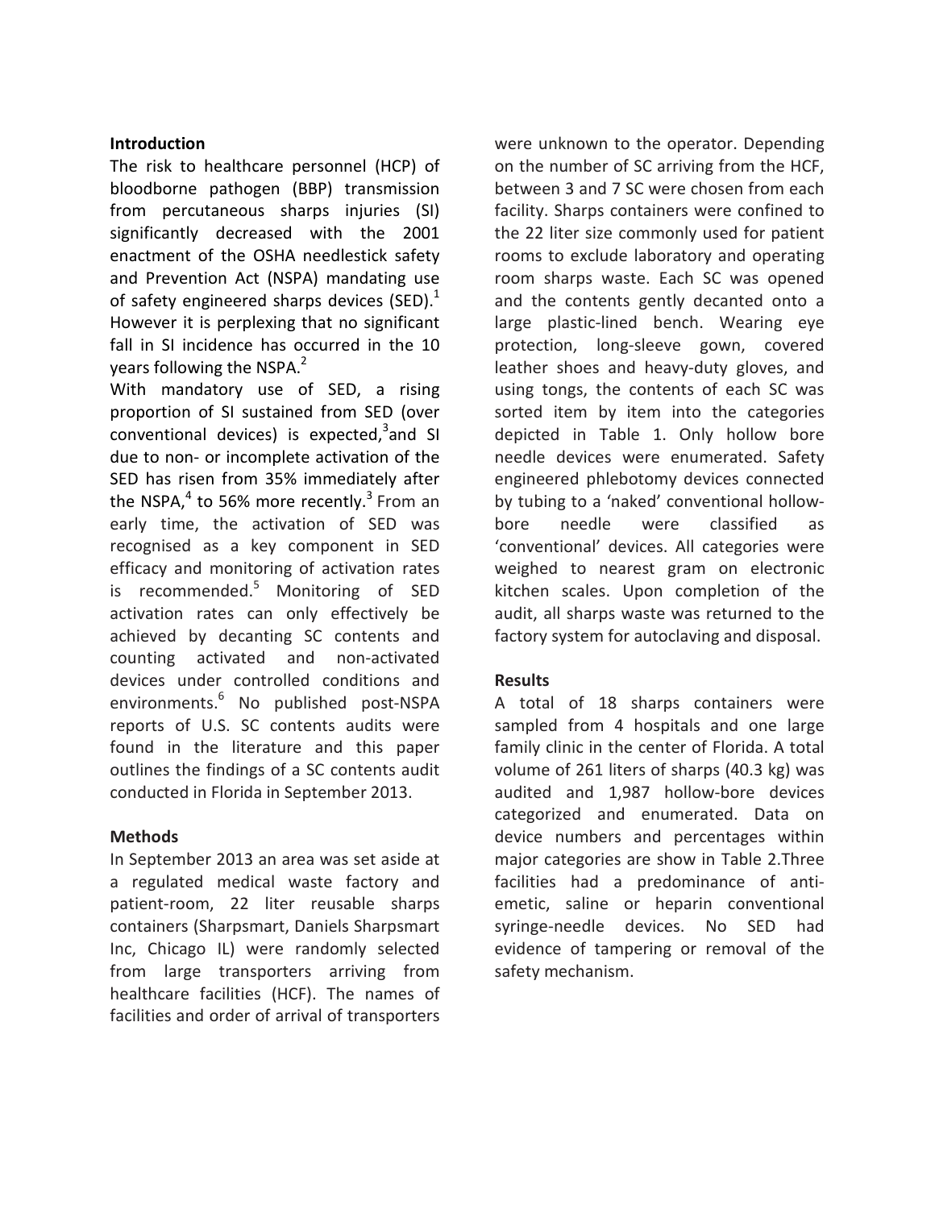## Introduction

The risk to healthcare personnel (HCP) of bloodborne pathogen (BBP) transmission from percutaneous sharps injuries (SI) significantly decreased with the 2001 enactment of the OSHA needlestick safety and Prevention Act (NSPA) mandating use of safety engineered sharps devices (SED).[1] However it is perplexing that no significant fall in SI incidence has occurred in the 10 years following the NSPA.[2]

With mandatory use of SED, a rising proportion of SI sustained from SED (over conventional devices) is expected,[3] and SI due to non- or incomplete activation of the SED has risen from 35% immediately after the NSPA,[4] to 56% more recently.[3] From an early time, the activation of SED was recognised as a key component in SED efficacy and monitoring of activation rates is recommended.[5] Monitoring of SED activation rates can only effectively be achieved by decanting SC contents and counting activated and non-activated devices under controlled conditions and environments.[6] No published post-NSPA reports of U.S. SC contents audits were found in the literature and this paper outlines the findings of a SC contents audit conducted in Florida in September 2013.

## Methods

In September 2013 an area was set aside at a regulated medical waste factory and patient-room, 22 liter reusable sharps containers (Sharpsmart, Daniels Sharpsmart Inc, Chicago IL) were randomly selected from large transporters arriving from healthcare facilities (HCF). The names of facilities and order of arrival of transporters were unknown to the operator. Depending on the number of SC arriving from the HCF, between 3 and 7 SC were chosen from each facility. Sharps containers were confined to the 22 liter size commonly used for patient rooms to exclude laboratory and operating room sharps waste. Each SC was opened and the contents gently decanted onto a large plastic-lined bench. Wearing eye protection, long-sleeve gown, covered leather shoes and heavy-duty gloves, and using tongs, the contents of each SC was sorted item by item into the categories depicted in Table 1. Only hollow bore needle devices were enumerated. Safety engineered phlebotomy devices connected by tubing to a 'naked' conventional hollow-bore needle were classified as 'conventional' devices. All categories were weighed to nearest gram on electronic kitchen scales. Upon completion of the audit, all sharps waste was returned to the factory system for autoclaving and disposal.

## Results

A total of 18 sharps containers were sampled from 4 hospitals and one large family clinic in the center of Florida. A total volume of 261 liters of sharps (40.3 kg) was audited and 1,987 hollow-bore devices categorized and enumerated. Data on device numbers and percentages within major categories are show in Table 2.Three facilities had a predominance of anti-emetic, saline or heparin conventional syringe-needle devices. No SED had evidence of tampering or removal of the safety mechanism.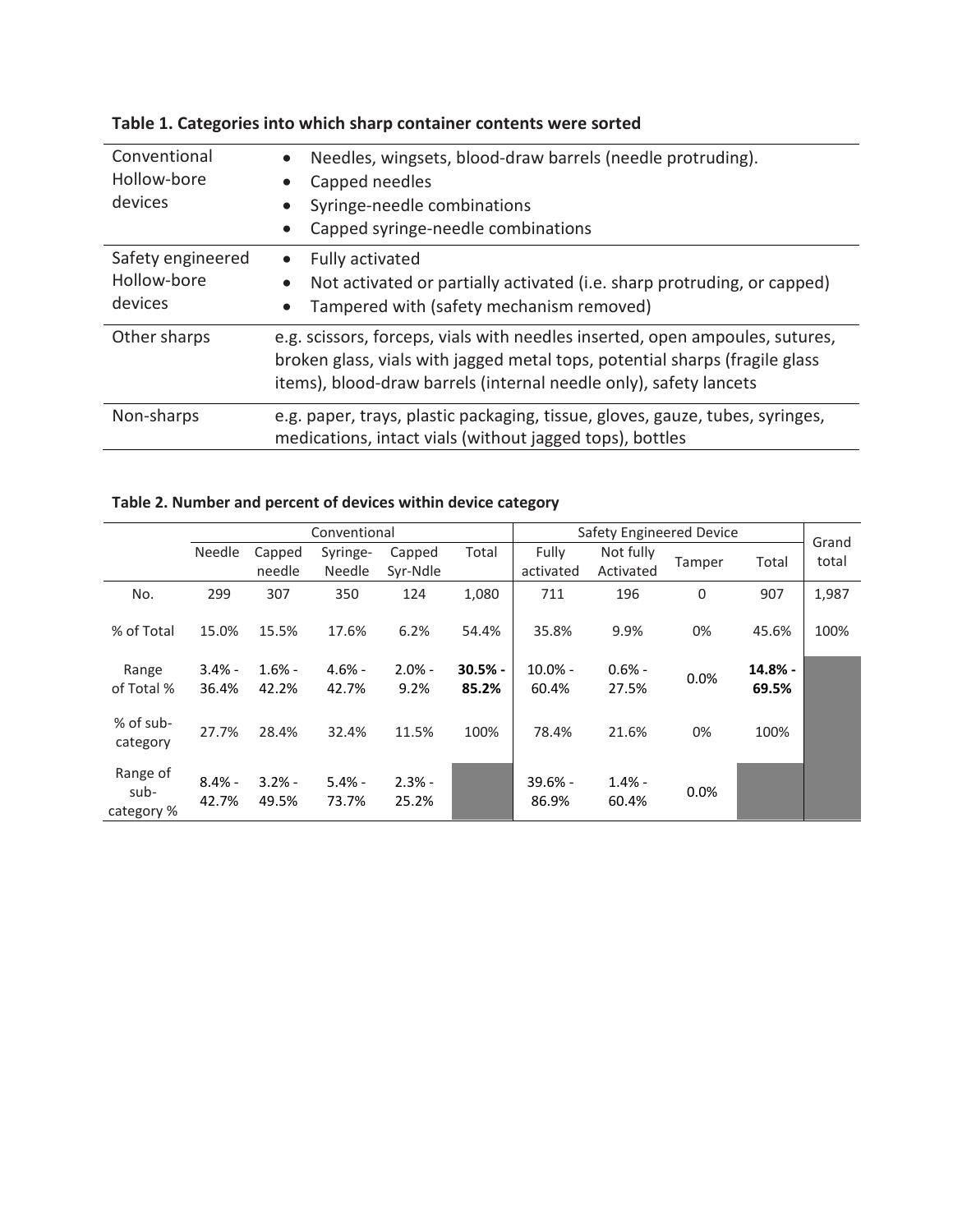**Table 1. Categories into which sharp container contents were sorted**

| | |
|---|---|
| Conventional Hollow-bore devices | • Needles, wingsets, blood-draw barrels (needle protruding).<br>• Capped needles<br>• Syringe-needle combinations<br>• Capped syringe-needle combinations |
| Safety engineered Hollow-bore devices | • Fully activated<br>• Not activated or partially activated (i.e. sharp protruding, or capped)<br>• Tampered with (safety mechanism removed) |
| Other sharps | e.g. scissors, forceps, vials with needles inserted, open ampoules, sutures, broken glass, vials with jagged metal tops, potential sharps (fragile glass items), blood-draw barrels (internal needle only), safety lancets |
| Non-sharps | e.g. paper, trays, plastic packaging, tissue, gloves, gauze, tubes, syringes, medications, intact vials (without jagged tops), bottles |

**Table 2. Number and percent of devices within device category**

| | Conventional | | | | | Safety Engineered Device | | | | Grand total |
|---|---|---|---|---|---|---|---|---|---|---|
| | Needle | Capped needle | Syringe-Needle | Capped Syr-Ndle | Total | Fully activated | Not fully Activated | Tamper | Total | |
| No. | 299 | 307 | 350 | 124 | 1,080 | 711 | 196 | 0 | 907 | 1,987 |
| % of Total | 15.0% | 15.5% | 17.6% | 6.2% | 54.4% | 35.8% | 9.9% | 0% | 45.6% | 100% |
| Range of Total % | 3.4% - 36.4% | 1.6% - 42.2% | 4.6% - 42.7% | 2.0% - 9.2% | **30.5% - 85.2%** | 10.0% - 60.4% | 0.6% - 27.5% | 0.0% | **14.8% - 69.5%** | |
| % of sub-category | 27.7% | 28.4% | 32.4% | 11.5% | 100% | 78.4% | 21.6% | 0% | 100% | |
| Range of sub-category % | 8.4% - 42.7% | 3.2% - 49.5% | 5.4% - 73.7% | 2.3% - 25.2% | | 39.6% - 86.9% | 1.4% - 60.4% | 0.0% | | |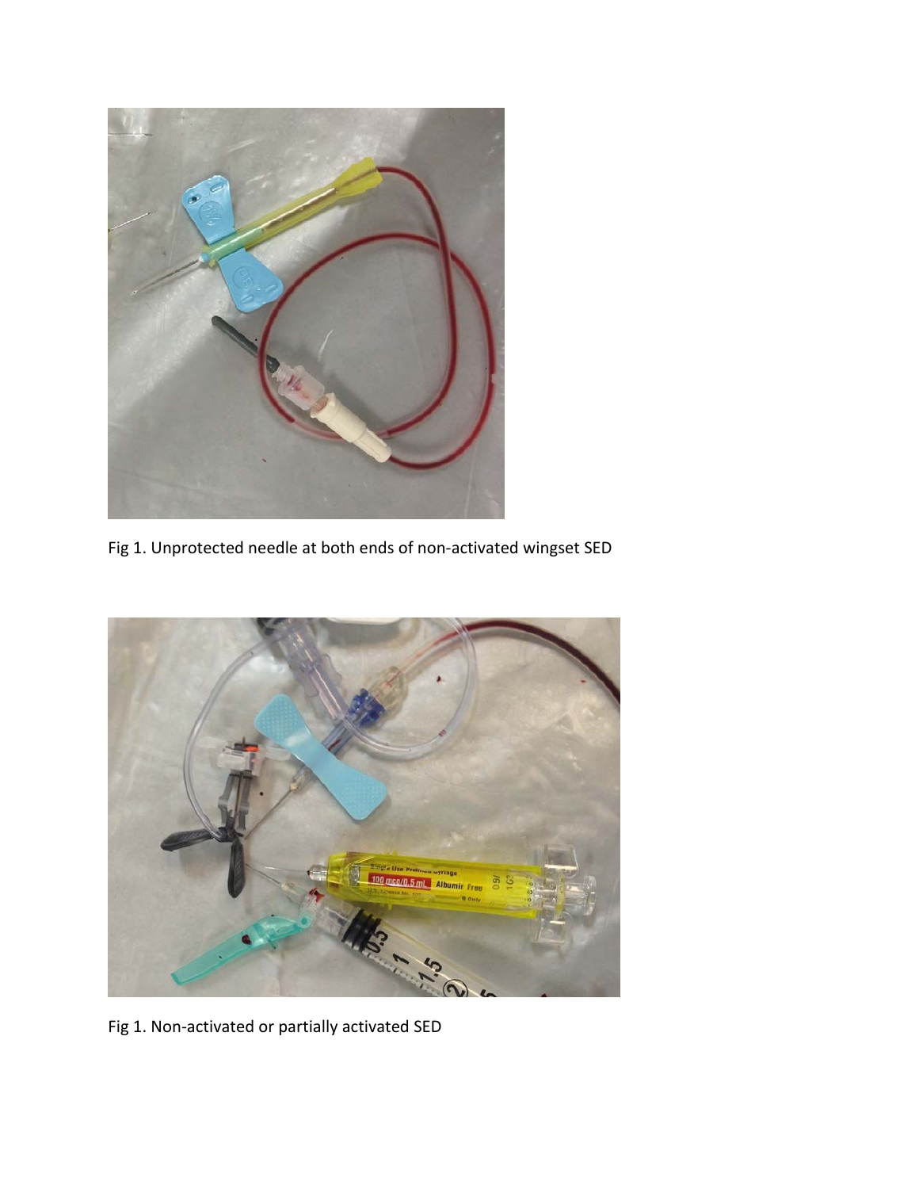Fig 1. Unprotected needle at both ends of non-activated wingset SED

Fig 1. Non-activated or partially activated SED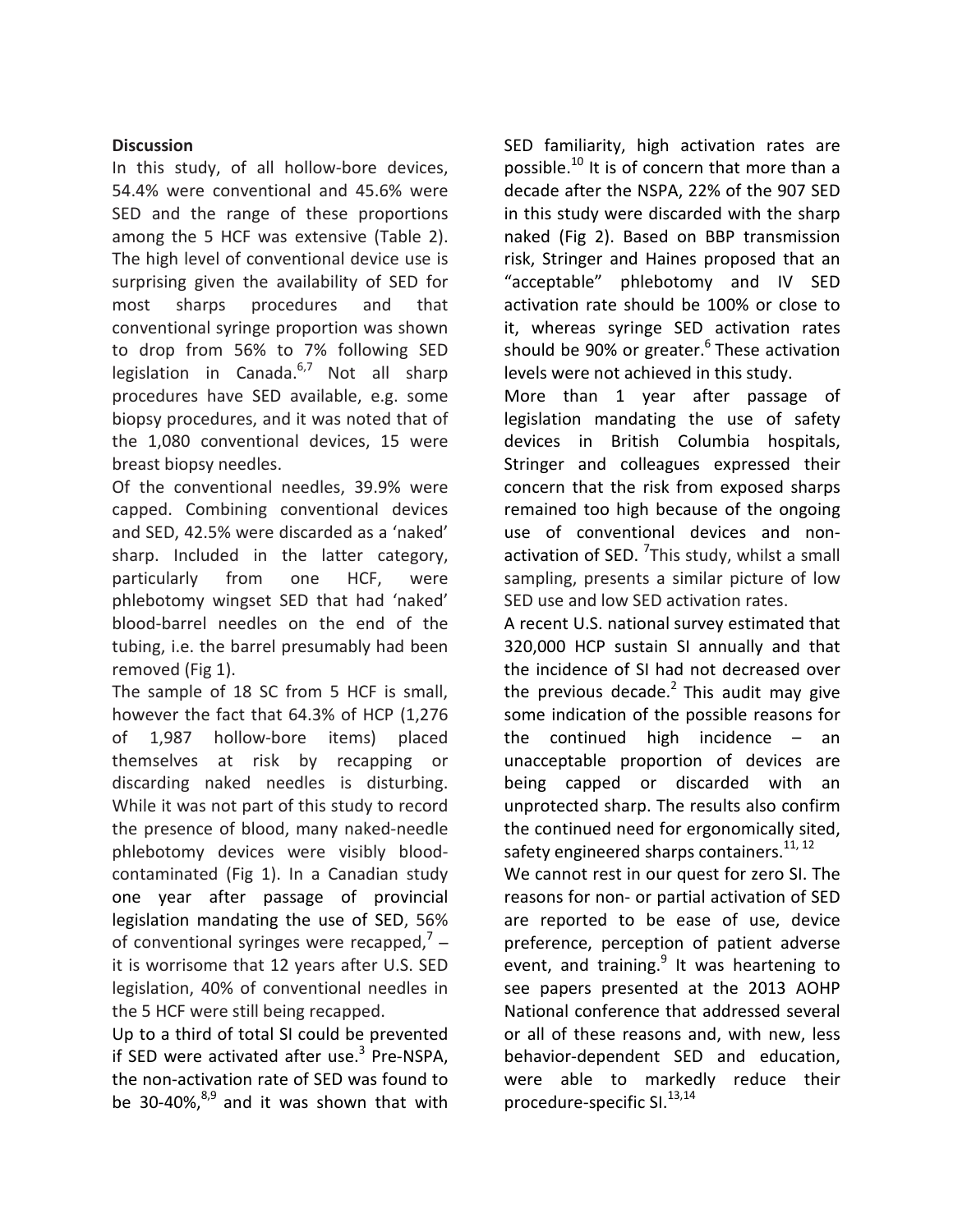**Discussion**

In this study, of all hollow-bore devices, 54.4% were conventional and 45.6% were SED and the range of these proportions among the 5 HCF was extensive (Table 2). The high level of conventional device use is surprising given the availability of SED for most sharps procedures and that conventional syringe proportion was shown to drop from 56% to 7% following SED legislation in Canada.[6,7] Not all sharp procedures have SED available, e.g. some biopsy procedures, and it was noted that of the 1,080 conventional devices, 15 were breast biopsy needles.

Of the conventional needles, 39.9% were capped. Combining conventional devices and SED, 42.5% were discarded as a 'naked' sharp. Included in the latter category, particularly from one HCF, were phlebotomy wingset SED that had 'naked' blood-barrel needles on the end of the tubing, i.e. the barrel presumably had been removed (Fig 1).

The sample of 18 SC from 5 HCF is small, however the fact that 64.3% of HCP (1,276 of 1,987 hollow-bore items) placed themselves at risk by recapping or discarding naked needles is disturbing. While it was not part of this study to record the presence of blood, many naked-needle phlebotomy devices were visibly blood-contaminated (Fig 1). In a Canadian study one year after passage of provincial legislation mandating the use of SED, 56% of conventional syringes were recapped,[7] – it is worrisome that 12 years after U.S. SED legislation, 40% of conventional needles in the 5 HCF were still being recapped.

Up to a third of total SI could be prevented if SED were activated after use.[3] Pre-NSPA, the non-activation rate of SED was found to be 30-40%,[8,9] and it was shown that with SED familiarity, high activation rates are possible.[10] It is of concern that more than a decade after the NSPA, 22% of the 907 SED in this study were discarded with the sharp naked (Fig 2). Based on BBP transmission risk, Stringer and Haines proposed that an "acceptable" phlebotomy and IV SED activation rate should be 100% or close to it, whereas syringe SED activation rates should be 90% or greater.[6] These activation levels were not achieved in this study.

More than 1 year after passage of legislation mandating the use of safety devices in British Columbia hospitals, Stringer and colleagues expressed their concern that the risk from exposed sharps remained too high because of the ongoing use of conventional devices and non-activation of SED. [7]This study, whilst a small sampling, presents a similar picture of low SED use and low SED activation rates.

A recent U.S. national survey estimated that 320,000 HCP sustain SI annually and that the incidence of SI had not decreased over the previous decade.[2] This audit may give some indication of the possible reasons for the continued high incidence – an unacceptable proportion of devices are being capped or discarded with an unprotected sharp. The results also confirm the continued need for ergonomically sited, safety engineered sharps containers.[11, 12]

We cannot rest in our quest for zero SI. The reasons for non- or partial activation of SED are reported to be ease of use, device preference, perception of patient adverse event, and training.[9] It was heartening to see papers presented at the 2013 AOHP National conference that addressed several or all of these reasons and, with new, less behavior-dependent SED and education, were able to markedly reduce their procedure-specific SI.[13,14]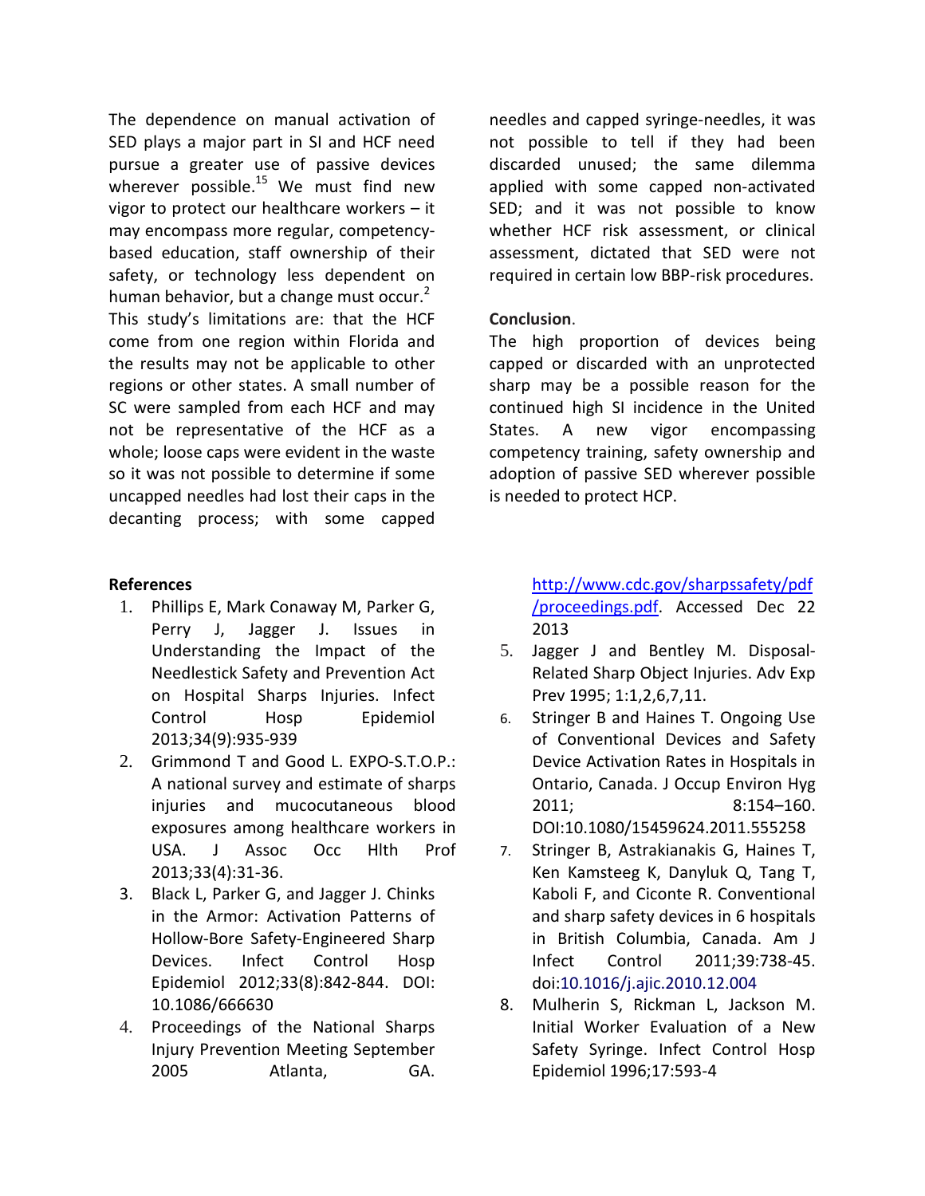The dependence on manual activation of SED plays a major part in SI and HCF need pursue a greater use of passive devices wherever possible.[15] We must find new vigor to protect our healthcare workers – it may encompass more regular, competency-based education, staff ownership of their safety, or technology less dependent on human behavior, but a change must occur.[2] This study's limitations are: that the HCF come from one region within Florida and the results may not be applicable to other regions or other states. A small number of SC were sampled from each HCF and may not be representative of the HCF as a whole; loose caps were evident in the waste so it was not possible to determine if some uncapped needles had lost their caps in the decanting process; with some capped needles and capped syringe-needles, it was not possible to tell if they had been discarded unused; the same dilemma applied with some capped non-activated SED; and it was not possible to know whether HCF risk assessment, or clinical assessment, dictated that SED were not required in certain low BBP-risk procedures.

**Conclusion**.

The high proportion of devices being capped or discarded with an unprotected sharp may be a possible reason for the continued high SI incidence in the United States. A new vigor encompassing competency training, safety ownership and adoption of passive SED wherever possible is needed to protect HCP.

**References**

1. Phillips E, Mark Conaway M, Parker G, Perry J, Jagger J. Issues in Understanding the Impact of the Needlestick Safety and Prevention Act on Hospital Sharps Injuries. Infect Control Hosp Epidemiol 2013;34(9):935-939
2. Grimmond T and Good L. EXPO-S.T.O.P.: A national survey and estimate of sharps injuries and mucocutaneous blood exposures among healthcare workers in USA. J Assoc Occ Hlth Prof 2013;33(4):31-36.
3. Black L, Parker G, and Jagger J. Chinks in the Armor: Activation Patterns of Hollow-Bore Safety-Engineered Sharp Devices. Infect Control Hosp Epidemiol 2012;33(8):842-844. DOI: 10.1086/666630
4. Proceedings of the National Sharps Injury Prevention Meeting September 2005 Atlanta, GA. http://www.cdc.gov/sharpssafety/pdf/proceedings.pdf. Accessed Dec 22 2013
5. Jagger J and Bentley M. Disposal-Related Sharp Object Injuries. Adv Exp Prev 1995; 1:1,2,6,7,11.
6. Stringer B and Haines T. Ongoing Use of Conventional Devices and Safety Device Activation Rates in Hospitals in Ontario, Canada. J Occup Environ Hyg 2011; 8:154–160. DOI:10.1080/15459624.2011.555258
7. Stringer B, Astrakianakis G, Haines T, Ken Kamsteeg K, Danyluk Q, Tang T, Kaboli F, and Ciconte R. Conventional and sharp safety devices in 6 hospitals in British Columbia, Canada. Am J Infect Control 2011;39:738-45. doi:10.1016/j.ajic.2010.12.004
8. Mulherin S, Rickman L, Jackson M. Initial Worker Evaluation of a New Safety Syringe. Infect Control Hosp Epidemiol 1996;17:593-4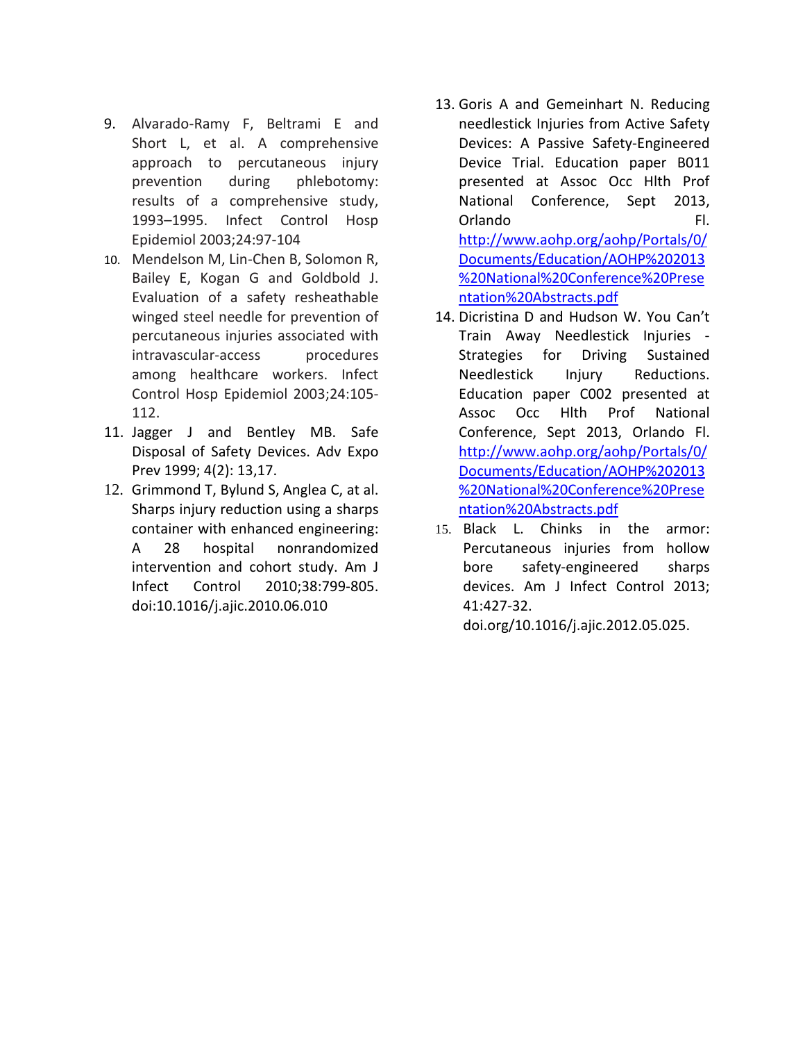9. Alvarado-Ramy F, Beltrami E and Short L, et al. A comprehensive approach to percutaneous injury prevention during phlebotomy: results of a comprehensive study, 1993–1995. Infect Control Hosp Epidemiol 2003;24:97-104
10. Mendelson M, Lin-Chen B, Solomon R, Bailey E, Kogan G and Goldbold J. Evaluation of a safety resheathable winged steel needle for prevention of percutaneous injuries associated with intravascular-access procedures among healthcare workers. Infect Control Hosp Epidemiol 2003;24:105-112.
11. Jagger J and Bentley MB. Safe Disposal of Safety Devices. Adv Expo Prev 1999; 4(2): 13,17.
12. Grimmond T, Bylund S, Anglea C, at al. Sharps injury reduction using a sharps container with enhanced engineering: A 28 hospital nonrandomized intervention and cohort study. Am J Infect Control 2010;38:799-805. doi:10.1016/j.ajic.2010.06.010
13. Goris A and Gemeinhart N. Reducing needlestick Injuries from Active Safety Devices: A Passive Safety-Engineered Device Trial. Education paper B011 presented at Assoc Occ Hlth Prof National Conference, Sept 2013, Orlando Fl. http://www.aohp.org/aohp/Portals/0/Documents/Education/AOHP%202013%20National%20Conference%20Presentation%20Abstracts.pdf
14. Dicristina D and Hudson W. You Can't Train Away Needlestick Injuries - Strategies for Driving Sustained Needlestick Injury Reductions. Education paper C002 presented at Assoc Occ Hlth Prof National Conference, Sept 2013, Orlando Fl. http://www.aohp.org/aohp/Portals/0/Documents/Education/AOHP%202013%20National%20Conference%20Presentation%20Abstracts.pdf
15. Black L. Chinks in the armor: Percutaneous injuries from hollow bore safety-engineered sharps devices. Am J Infect Control 2013; 41:427-32. doi.org/10.1016/j.ajic.2012.05.025.